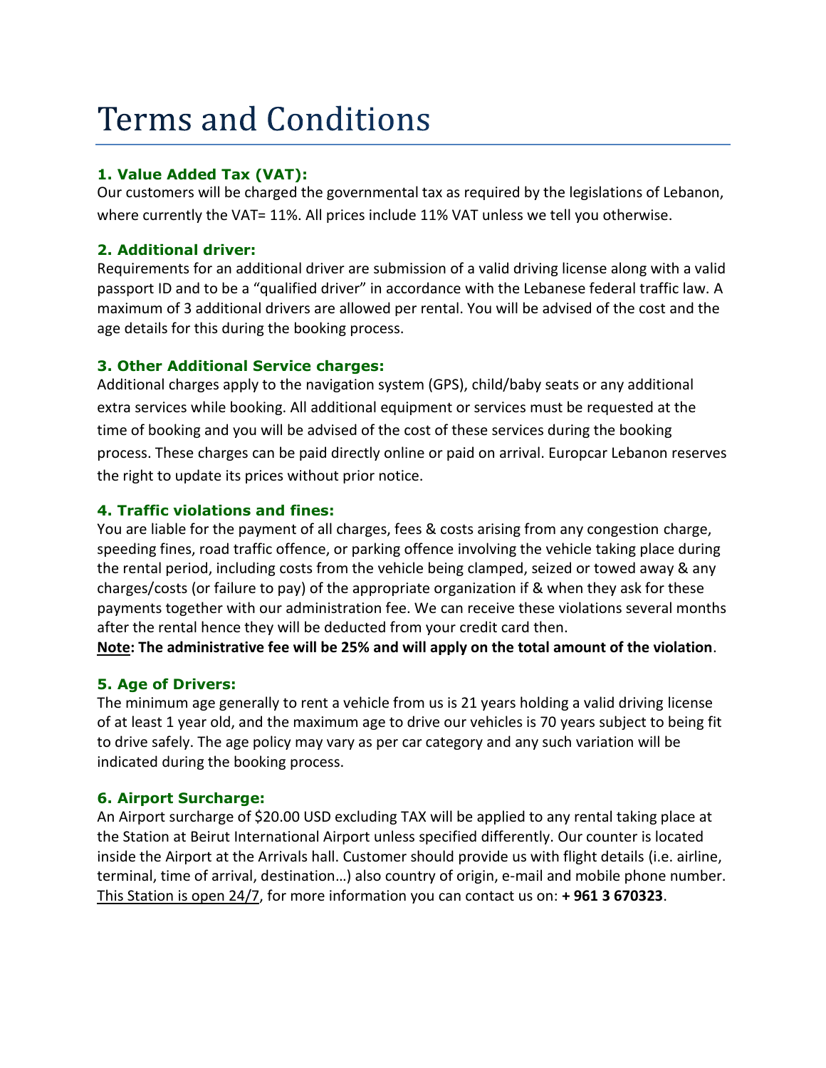# Terms and Conditions

### 1. Value Added Tax (VAT):

Our customers will be charged the governmental tax as required by the legislations of Lebanon, where currently the VAT= 11%. All prices include 11% VAT unless we tell you otherwise.

### 2. Additional driver:

Requirements for an additional driver are submission of a valid driving license along with a valid passport ID and to be a "qualified driver" in accordance with the Lebanese federal traffic law. A maximum of 3 additional drivers are allowed per rental. You will be advised of the cost and the age details for this during the booking process.

### 3. Other Additional Service charges:

Additional charges apply to the navigation system (GPS), child/baby seats or any additional extra services while booking. All additional equipment or services must be requested at the time of booking and you will be advised of the cost of these services during the booking process. These charges can be paid directly online or paid on arrival. Europcar Lebanon reserves the right to update its prices without prior notice.

### 4. Traffic violations and fines:

You are liable for the payment of all charges, fees & costs arising from any congestion charge, speeding fines, road traffic offence, or parking offence involving the vehicle taking place during the rental period, including costs from the vehicle being clamped, seized or towed away & any charges/costs (or failure to pay) of the appropriate organization if & when they ask for these payments together with our administration fee. We can receive these violations several months after the rental hence they will be deducted from your credit card then.

**Note: The administrative fee will be 25% and will apply on the total amount of the violation**.

### 5. Age of Drivers:

The minimum age generally to rent a vehicle from us is 21 years holding a valid driving license of at least 1 year old, and the maximum age to drive our vehicles is 70 years subject to being fit to drive safely. The age policy may vary as per car category and any such variation will be indicated during the booking process.

### 6. Airport Surcharge:

An Airport surcharge of $20.00 USD excluding TAX will be applied to any rental taking place at the Station at Beirut International Airport unless specified differently. Our counter is located inside the Airport at the Arrivals hall. Customer should provide us with flight details (i.e. airline, terminal, time of arrival, destination…) also country of origin, e-mail and mobile phone number. This Station is open 24/7, for more information you can contact us on: **+ 961 3 670323**.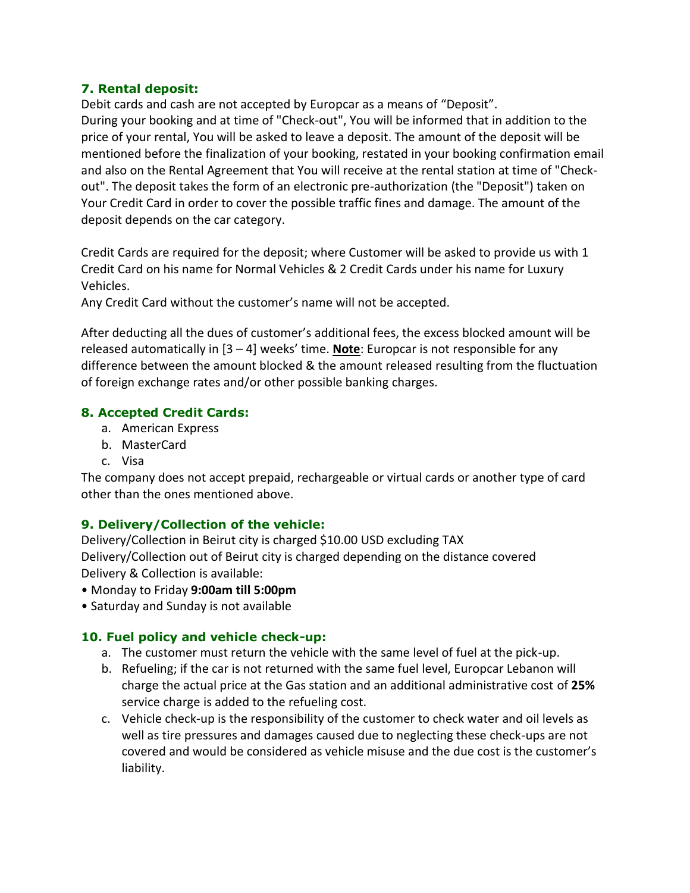### 7. Rental deposit:

Debit cards and cash are not accepted by Europcar as a means of "Deposit".
During your booking and at time of "Check-out", You will be informed that in addition to the price of your rental, You will be asked to leave a deposit. The amount of the deposit will be mentioned before the finalization of your booking, restated in your booking confirmation email and also on the Rental Agreement that You will receive at the rental station at time of "Check-out". The deposit takes the form of an electronic pre-authorization (the "Deposit") taken on Your Credit Card in order to cover the possible traffic fines and damage. The amount of the deposit depends on the car category.

Credit Cards are required for the deposit; where Customer will be asked to provide us with 1 Credit Card on his name for Normal Vehicles & 2 Credit Cards under his name for Luxury Vehicles.
Any Credit Card without the customer's name will not be accepted.

After deducting all the dues of customer's additional fees, the excess blocked amount will be released automatically in [3 – 4] weeks' time. **Note**: Europcar is not responsible for any difference between the amount blocked & the amount released resulting from the fluctuation of foreign exchange rates and/or other possible banking charges.

### 8. Accepted Credit Cards:

a. American Express
b. MasterCard
c. Visa

The company does not accept prepaid, rechargeable or virtual cards or another type of card other than the ones mentioned above.

### 9. Delivery/Collection of the vehicle:

Delivery/Collection in Beirut city is charged $10.00 USD excluding TAX
Delivery/Collection out of Beirut city is charged depending on the distance covered
Delivery & Collection is available:

- Monday to Friday **9:00am till 5:00pm**
- Saturday and Sunday is not available

### 10. Fuel policy and vehicle check-up:

a. The customer must return the vehicle with the same level of fuel at the pick-up.
b. Refueling; if the car is not returned with the same fuel level, Europcar Lebanon will charge the actual price at the Gas station and an additional administrative cost of **25%** service charge is added to the refueling cost.
c. Vehicle check-up is the responsibility of the customer to check water and oil levels as well as tire pressures and damages caused due to neglecting these check-ups are not covered and would be considered as vehicle misuse and the due cost is the customer's liability.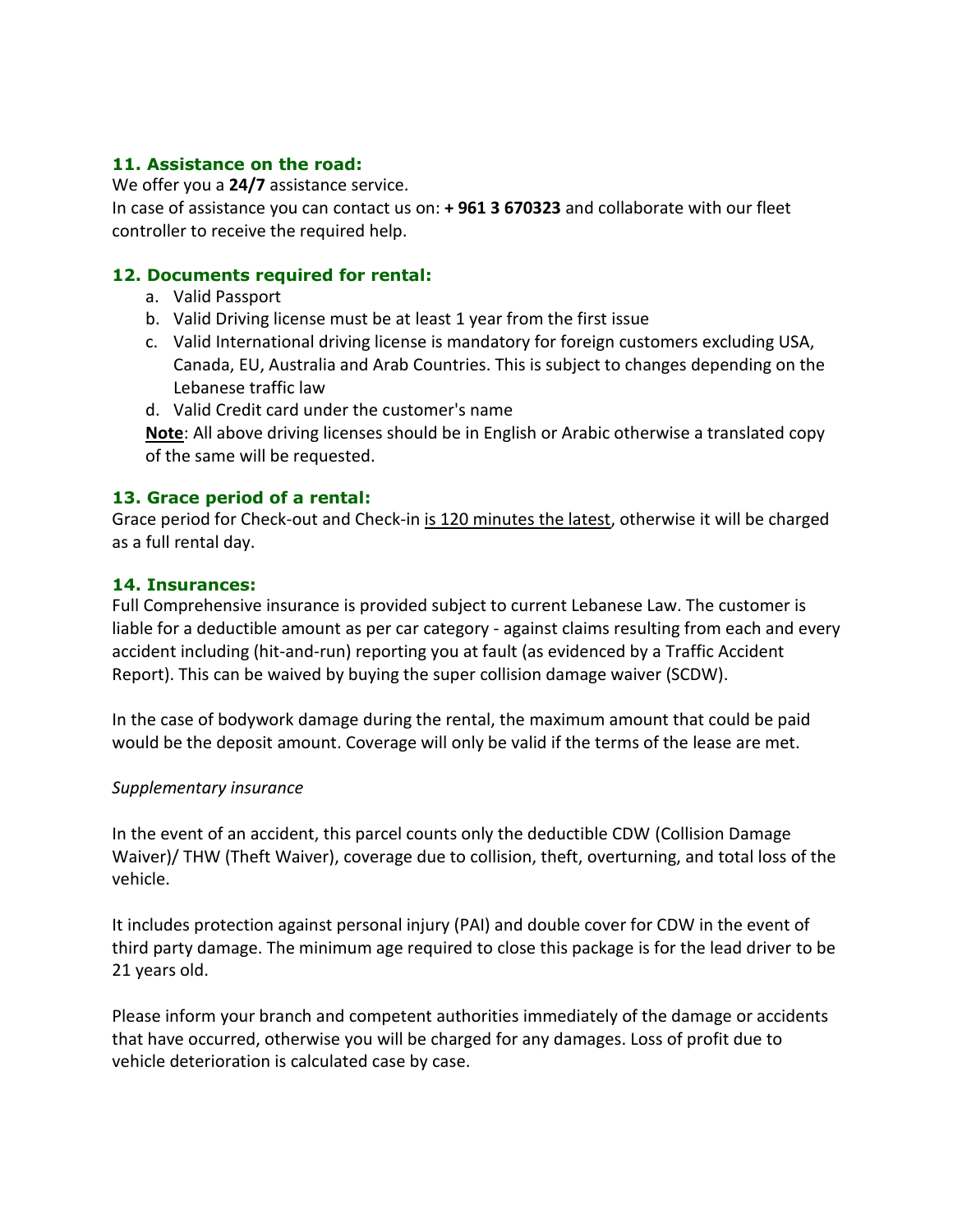### 11. Assistance on the road:

We offer you a **24/7** assistance service.
In case of assistance you can contact us on: **+ 961 3 670323** and collaborate with our fleet controller to receive the required help.

### 12. Documents required for rental:

a. Valid Passport
b. Valid Driving license must be at least 1 year from the first issue
c. Valid International driving license is mandatory for foreign customers excluding USA, Canada, EU, Australia and Arab Countries. This is subject to changes depending on the Lebanese traffic law
d. Valid Credit card under the customer's name

<u>**Note**</u>: All above driving licenses should be in English or Arabic otherwise a translated copy of the same will be requested.

### 13. Grace period of a rental:

Grace period for Check-out and Check-in <u>is 120 minutes the latest</u>, otherwise it will be charged as a full rental day.

### 14. Insurances:

Full Comprehensive insurance is provided subject to current Lebanese Law. The customer is liable for a deductible amount as per car category - against claims resulting from each and every accident including (hit-and-run) reporting you at fault (as evidenced by a Traffic Accident Report). This can be waived by buying the super collision damage waiver (SCDW).

In the case of bodywork damage during the rental, the maximum amount that could be paid would be the deposit amount. Coverage will only be valid if the terms of the lease are met.

*Supplementary insurance*

In the event of an accident, this parcel counts only the deductible CDW (Collision Damage Waiver)/ THW (Theft Waiver), coverage due to collision, theft, overturning, and total loss of the vehicle.

It includes protection against personal injury (PAI) and double cover for CDW in the event of third party damage. The minimum age required to close this package is for the lead driver to be 21 years old.

Please inform your branch and competent authorities immediately of the damage or accidents that have occurred, otherwise you will be charged for any damages. Loss of profit due to vehicle deterioration is calculated case by case.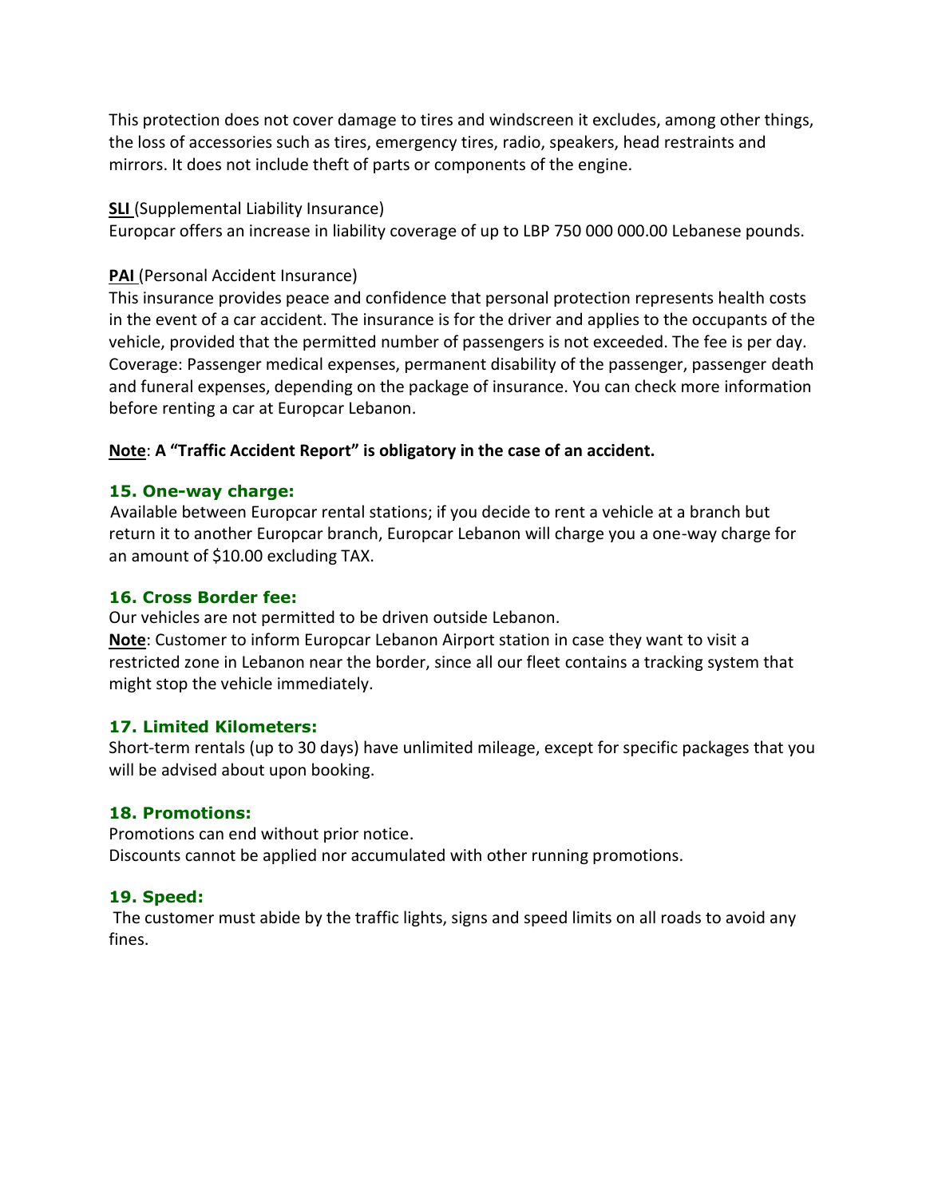This protection does not cover damage to tires and windscreen it excludes, among other things, the loss of accessories such as tires, emergency tires, radio, speakers, head restraints and mirrors. It does not include theft of parts or components of the engine.

**SLI** (Supplemental Liability Insurance)
Europcar offers an increase in liability coverage of up to LBP 750 000 000.00 Lebanese pounds.

**PAI** (Personal Accident Insurance)
This insurance provides peace and confidence that personal protection represents health costs in the event of a car accident. The insurance is for the driver and applies to the occupants of the vehicle, provided that the permitted number of passengers is not exceeded. The fee is per day. Coverage: Passenger medical expenses, permanent disability of the passenger, passenger death and funeral expenses, depending on the package of insurance. You can check more information before renting a car at Europcar Lebanon.

**Note**: **A "Traffic Accident Report" is obligatory in the case of an accident.**

### 15. One-way charge:

Available between Europcar rental stations; if you decide to rent a vehicle at a branch but return it to another Europcar branch, Europcar Lebanon will charge you a one-way charge for an amount of $10.00 excluding TAX.

### 16. Cross Border fee:

Our vehicles are not permitted to be driven outside Lebanon.
**Note**: Customer to inform Europcar Lebanon Airport station in case they want to visit a restricted zone in Lebanon near the border, since all our fleet contains a tracking system that might stop the vehicle immediately.

### 17. Limited Kilometers:

Short-term rentals (up to 30 days) have unlimited mileage, except for specific packages that you will be advised about upon booking.

### 18. Promotions:

Promotions can end without prior notice.
Discounts cannot be applied nor accumulated with other running promotions.

### 19. Speed:

The customer must abide by the traffic lights, signs and speed limits on all roads to avoid any fines.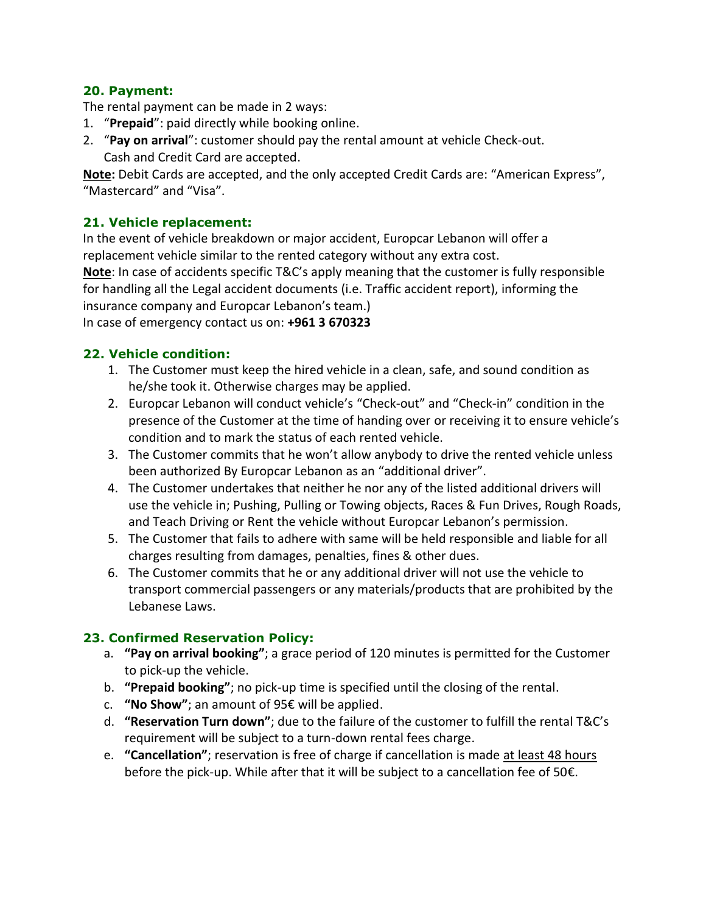### 20. Payment:

The rental payment can be made in 2 ways:

1. "**Prepaid**": paid directly while booking online.
2. "**Pay on arrival**": customer should pay the rental amount at vehicle Check-out. Cash and Credit Card are accepted.

**Note:** Debit Cards are accepted, and the only accepted Credit Cards are: "American Express", "Mastercard" and "Visa".

### 21. Vehicle replacement:

In the event of vehicle breakdown or major accident, Europcar Lebanon will offer a replacement vehicle similar to the rented category without any extra cost.

**Note**: In case of accidents specific T&C's apply meaning that the customer is fully responsible for handling all the Legal accident documents (i.e. Traffic accident report), informing the insurance company and Europcar Lebanon's team.)

In case of emergency contact us on: **+961 3 670323**

### 22. Vehicle condition:

1. The Customer must keep the hired vehicle in a clean, safe, and sound condition as he/she took it. Otherwise charges may be applied.
2. Europcar Lebanon will conduct vehicle's "Check-out" and "Check-in" condition in the presence of the Customer at the time of handing over or receiving it to ensure vehicle's condition and to mark the status of each rented vehicle.
3. The Customer commits that he won't allow anybody to drive the rented vehicle unless been authorized By Europcar Lebanon as an "additional driver".
4. The Customer undertakes that neither he nor any of the listed additional drivers will use the vehicle in; Pushing, Pulling or Towing objects, Races & Fun Drives, Rough Roads, and Teach Driving or Rent the vehicle without Europcar Lebanon's permission.
5. The Customer that fails to adhere with same will be held responsible and liable for all charges resulting from damages, penalties, fines & other dues.
6. The Customer commits that he or any additional driver will not use the vehicle to transport commercial passengers or any materials/products that are prohibited by the Lebanese Laws.

### 23. Confirmed Reservation Policy:

a. **"Pay on arrival booking"**; a grace period of 120 minutes is permitted for the Customer to pick-up the vehicle.
b. **"Prepaid booking"**; no pick-up time is specified until the closing of the rental.
c. **"No Show"**; an amount of 95€ will be applied.
d. **"Reservation Turn down"**; due to the failure of the customer to fulfill the rental T&C's requirement will be subject to a turn-down rental fees charge.
e. **"Cancellation"**; reservation is free of charge if cancellation is made at least 48 hours before the pick-up. While after that it will be subject to a cancellation fee of 50€.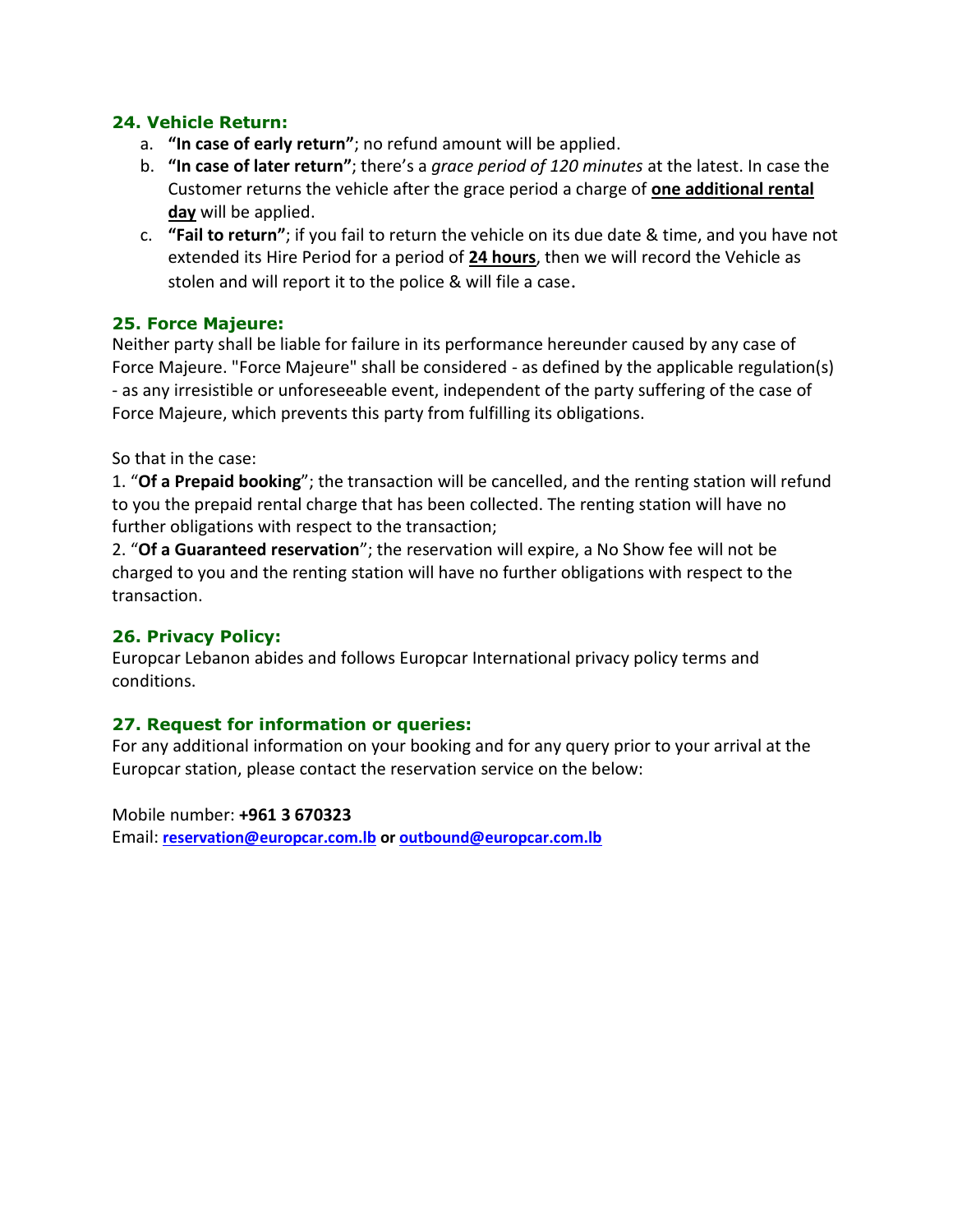### 24. Vehicle Return:

a. **"In case of early return"**; no refund amount will be applied.
b. **"In case of later return"**; there's a *grace period of 120 minutes* at the latest. In case the Customer returns the vehicle after the grace period a charge of **one additional rental day** will be applied.
c. **"Fail to return"**; if you fail to return the vehicle on its due date & time, and you have not extended its Hire Period for a period of **24 hours**, then we will record the Vehicle as stolen and will report it to the police & will file a case.

### 25. Force Majeure:

Neither party shall be liable for failure in its performance hereunder caused by any case of Force Majeure. "Force Majeure" shall be considered - as defined by the applicable regulation(s) - as any irresistible or unforeseeable event, independent of the party suffering of the case of Force Majeure, which prevents this party from fulfilling its obligations.

So that in the case:
1. "**Of a Prepaid booking**"; the transaction will be cancelled, and the renting station will refund to you the prepaid rental charge that has been collected. The renting station will have no further obligations with respect to the transaction;
2. "**Of a Guaranteed reservation**"; the reservation will expire, a No Show fee will not be charged to you and the renting station will have no further obligations with respect to the transaction.

### 26. Privacy Policy:

Europcar Lebanon abides and follows Europcar International privacy policy terms and conditions.

### 27. Request for information or queries:

For any additional information on your booking and for any query prior to your arrival at the Europcar station, please contact the reservation service on the below:

Mobile number: **+961 3 670323**
Email: **reservation@europcar.com.lb or outbound@europcar.com.lb**